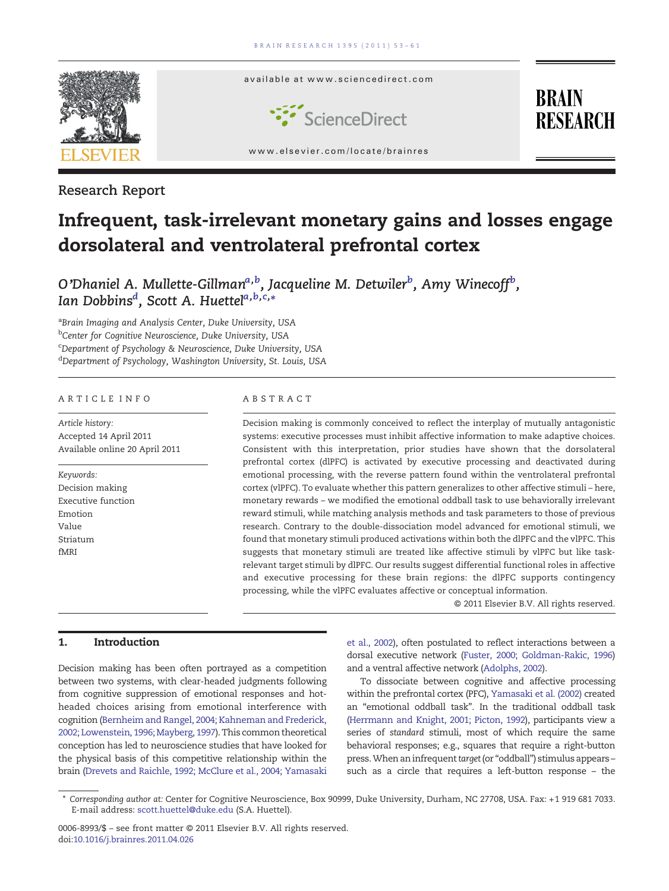Research Report

# Infrequent, task-irrelevant monetary gains and losses engage dorsolateral and ventrolateral prefrontal cortex

O'Dhaniel A. Mullette-Gillman[a,b], Jacqueline M. Detwiler[b], Amy Winecoff[b], Ian Dobbins[d], Scott A. Huettel[a,b,c,*]

[a]Brain Imaging and Analysis Center, Duke University, USA
[b]Center for Cognitive Neuroscience, Duke University, USA
[c]Department of Psychology & Neuroscience, Duke University, USA
[d]Department of Psychology, Washington University, St. Louis, USA

## ARTICLE INFO

*Article history:*
Accepted 14 April 2011
Available online 20 April 2011

*Keywords:*
Decision making
Executive function
Emotion
Value
Striatum
fMRI

## ABSTRACT

Decision making is commonly conceived to reflect the interplay of mutually antagonistic systems: executive processes must inhibit affective information to make adaptive choices. Consistent with this interpretation, prior studies have shown that the dorsolateral prefrontal cortex (dlPFC) is activated by executive processing and deactivated during emotional processing, with the reverse pattern found within the ventrolateral prefrontal cortex (vlPFC). To evaluate whether this pattern generalizes to other affective stimuli – here, monetary rewards – we modified the emotional oddball task to use behaviorally irrelevant reward stimuli, while matching analysis methods and task parameters to those of previous research. Contrary to the double-dissociation model advanced for emotional stimuli, we found that monetary stimuli produced activations within both the dlPFC and the vlPFC. This suggests that monetary stimuli are treated like affective stimuli by vlPFC but like task-relevant target stimuli by dlPFC. Our results suggest differential functional roles in affective and executive processing for these brain regions: the dlPFC supports contingency processing, while the vlPFC evaluates affective or conceptual information.

© 2011 Elsevier B.V. All rights reserved.

## 1. Introduction

Decision making has been often portrayed as a competition between two systems, with clear-headed judgments following from cognitive suppression of emotional responses and hot-headed choices arising from emotional interference with cognition (Bernheim and Rangel, 2004; Kahneman and Frederick, 2002; Lowenstein, 1996; Mayberg, 1997). This common theoretical conception has led to neuroscience studies that have looked for the physical basis of this competitive relationship within the brain (Drevets and Raichle, 1992; McClure et al., 2004; Yamasaki et al., 2002), often postulated to reflect interactions between a dorsal executive network (Fuster, 2000; Goldman-Rakic, 1996) and a ventral affective network (Adolphs, 2002).

To dissociate between cognitive and affective processing within the prefrontal cortex (PFC), Yamasaki et al. (2002) created an "emotional oddball task". In the traditional oddball task (Herrmann and Knight, 2001; Picton, 1992), participants view a series of *standard* stimuli, most of which require the same behavioral responses; e.g., squares that require a right-button press. When an infrequent *target* (or "oddball") stimulus appears – such as a circle that requires a left-button response – the

\* *Corresponding author at:* Center for Cognitive Neuroscience, Box 90999, Duke University, Durham, NC 27708, USA. Fax: +1 919 681 7033.
E-mail address: scott.huettel@duke.edu (S.A. Huettel).

0006-8993/$ – see front matter © 2011 Elsevier B.V. All rights reserved.
doi:10.1016/j.brainres.2011.04.026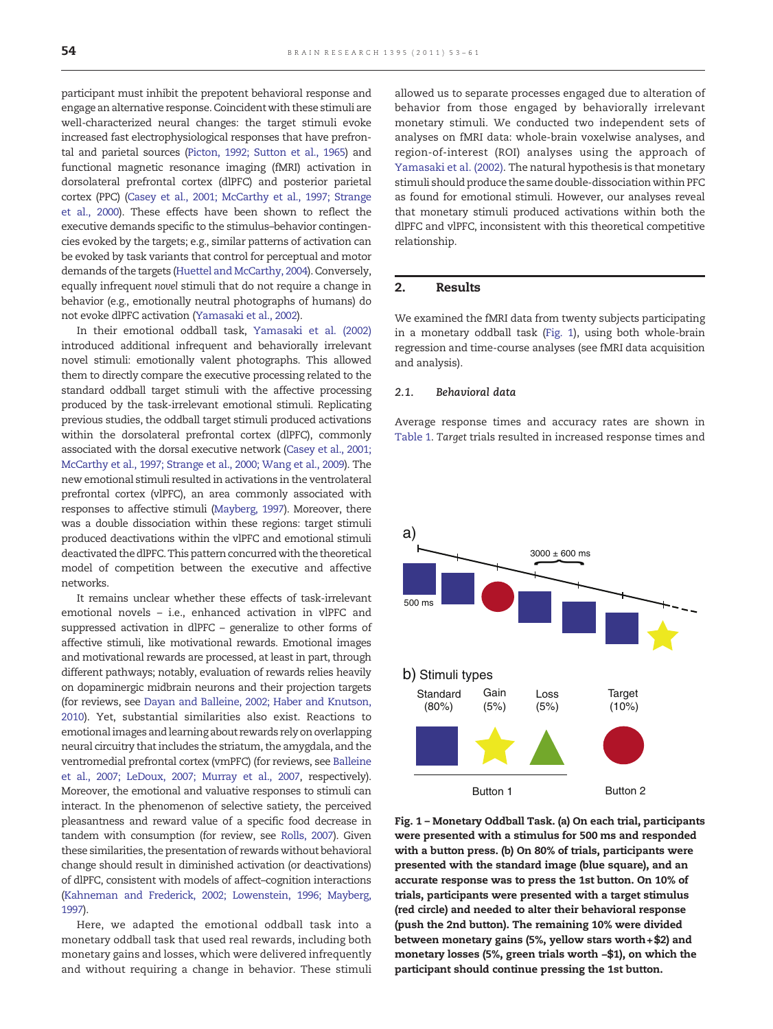participant must inhibit the prepotent behavioral response and engage an alternative response. Coincident with these stimuli are well-characterized neural changes: the target stimuli evoke increased fast electrophysiological responses that have prefrontal and parietal sources (Picton, 1992; Sutton et al., 1965) and functional magnetic resonance imaging (fMRI) activation in dorsolateral prefrontal cortex (dlPFC) and posterior parietal cortex (PPC) (Casey et al., 2001; McCarthy et al., 1997; Strange et al., 2000). These effects have been shown to reflect the executive demands specific to the stimulus–behavior contingencies evoked by the targets; e.g., similar patterns of activation can be evoked by task variants that control for perceptual and motor demands of the targets (Huettel and McCarthy, 2004). Conversely, equally infrequent *novel* stimuli that do not require a change in behavior (e.g., emotionally neutral photographs of humans) do not evoke dlPFC activation (Yamasaki et al., 2002).

In their emotional oddball task, Yamasaki et al. (2002) introduced additional infrequent and behaviorally irrelevant novel stimuli: emotionally valent photographs. This allowed them to directly compare the executive processing related to the standard oddball target stimuli with the affective processing produced by the task-irrelevant emotional stimuli. Replicating previous studies, the oddball target stimuli produced activations within the dorsolateral prefrontal cortex (dlPFC), commonly associated with the dorsal executive network (Casey et al., 2001; McCarthy et al., 1997; Strange et al., 2000; Wang et al., 2009). The new emotional stimuli resulted in activations in the ventrolateral prefrontal cortex (vlPFC), an area commonly associated with responses to affective stimuli (Mayberg, 1997). Moreover, there was a double dissociation within these regions: target stimuli produced deactivations within the vlPFC and emotional stimuli deactivated the dlPFC. This pattern concurred with the theoretical model of competition between the executive and affective networks.

It remains unclear whether these effects of task-irrelevant emotional novels – i.e., enhanced activation in vlPFC and suppressed activation in dlPFC – generalize to other forms of affective stimuli, like motivational rewards. Emotional images and motivational rewards are processed, at least in part, through different pathways; notably, evaluation of rewards relies heavily on dopaminergic midbrain neurons and their projection targets (for reviews, see Dayan and Balleine, 2002; Haber and Knutson, 2010). Yet, substantial similarities also exist. Reactions to emotional images and learning about rewards rely on overlapping neural circuitry that includes the striatum, the amygdala, and the ventromedial prefrontal cortex (vmPFC) (for reviews, see Balleine et al., 2007; LeDoux, 2007; Murray et al., 2007, respectively). Moreover, the emotional and valuative responses to stimuli can interact. In the phenomenon of selective satiety, the perceived pleasantness and reward value of a specific food decrease in tandem with consumption (for review, see Rolls, 2007). Given these similarities, the presentation of rewards without behavioral change should result in diminished activation (or deactivations) of dlPFC, consistent with models of affect–cognition interactions (Kahneman and Frederick, 2002; Lowenstein, 1996; Mayberg, 1997).

Here, we adapted the emotional oddball task into a monetary oddball task that used real rewards, including both monetary gains and losses, which were delivered infrequently and without requiring a change in behavior. These stimuli allowed us to separate processes engaged due to alteration of behavior from those engaged by behaviorally irrelevant monetary stimuli. We conducted two independent sets of analyses on fMRI data: whole-brain voxelwise analyses, and region-of-interest (ROI) analyses using the approach of Yamasaki et al. (2002). The natural hypothesis is that monetary stimuli should produce the same double-dissociation within PFC as found for emotional stimuli. However, our analyses reveal that monetary stimuli produced activations within both the dlPFC and vlPFC, inconsistent with this theoretical competitive relationship.

## 2. Results

We examined the fMRI data from twenty subjects participating in a monetary oddball task (Fig. 1), using both whole-brain regression and time-course analyses (see fMRI data acquisition and analysis).

### 2.1. Behavioral data

Average response times and accuracy rates are shown in Table 1. *Target* trials resulted in increased response times and

**Fig. 1 – Monetary Oddball Task. (a) On each trial, participants were presented with a stimulus for 500 ms and responded with a button press. (b) On 80% of trials, participants were presented with the standard image (blue square), and an accurate response was to press the 1st button. On 10% of trials, participants were presented with a target stimulus (red circle) and needed to alter their behavioral response (push the 2nd button). The remaining 10% were divided between monetary gains (5%, yellow stars worth +$2) and monetary losses (5%, green trials worth −$1), on which the participant should continue pressing the 1st button.**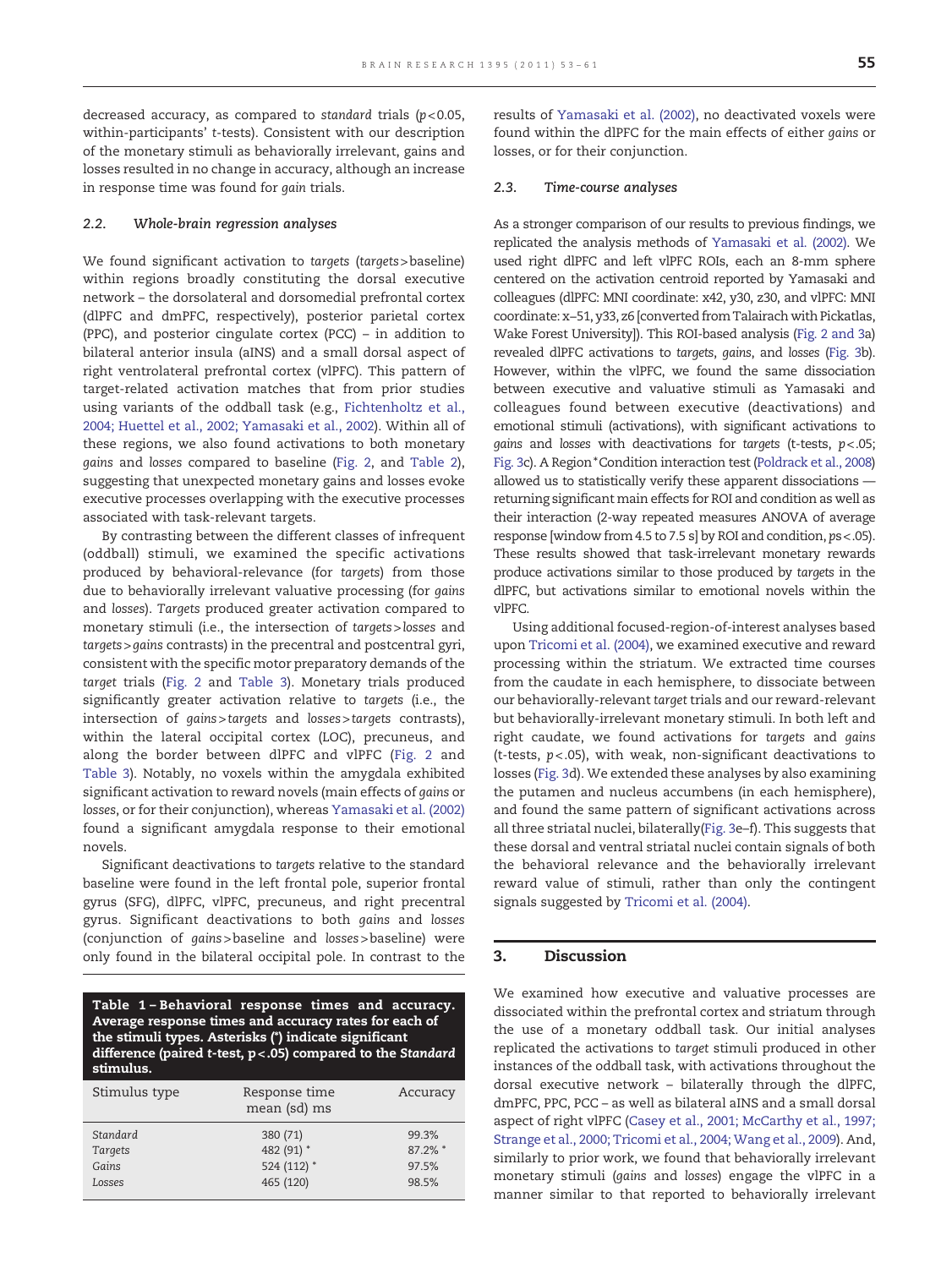decreased accuracy, as compared to *standard* trials ($p<0.05$, within-participants' *t*-tests). Consistent with our description of the monetary stimuli as behaviorally irrelevant, gains and losses resulted in no change in accuracy, although an increase in response time was found for *gain* trials.

### 2.2. Whole-brain regression analyses

We found significant activation to *targets* (*targets*>baseline) within regions broadly constituting the dorsal executive network – the dorsolateral and dorsomedial prefrontal cortex (dlPFC and dmPFC, respectively), posterior parietal cortex (PPC), and posterior cingulate cortex (PCC) – in addition to bilateral anterior insula (aINS) and a small dorsal aspect of right ventrolateral prefrontal cortex (vlPFC). This pattern of target-related activation matches that from prior studies using variants of the oddball task (e.g., Fichtenholtz et al., 2004; Huettel et al., 2002; Yamasaki et al., 2002). Within all of these regions, we also found activations to both monetary *gains* and *losses* compared to baseline (Fig. 2, and Table 2), suggesting that unexpected monetary gains and losses evoke executive processes overlapping with the executive processes associated with task-relevant targets.

By contrasting between the different classes of infrequent (oddball) stimuli, we examined the specific activations produced by behavioral-relevance (for *targets*) from those due to behaviorally irrelevant valuative processing (for *gains* and *losses*). *Targets* produced greater activation compared to monetary stimuli (i.e., the intersection of *targets*>*losses* and *targets*>*gains* contrasts) in the precentral and postcentral gyri, consistent with the specific motor preparatory demands of the *target* trials (Fig. 2 and Table 3). Monetary trials produced significantly greater activation relative to *targets* (i.e., the intersection of *gains*>*targets* and *losses*>*targets* contrasts), within the lateral occipital cortex (LOC), precuneus, and along the border between dlPFC and vlPFC (Fig. 2 and Table 3). Notably, no voxels within the amygdala exhibited significant activation to reward novels (main effects of *gains* or *losses*, or for their conjunction), whereas Yamasaki et al. (2002) found a significant amygdala response to their emotional novels.

Significant deactivations to *targets* relative to the standard baseline were found in the left frontal pole, superior frontal gyrus (SFG), dlPFC, vlPFC, precuneus, and right precentral gyrus. Significant deactivations to both *gains* and *losses* (conjunction of *gains*>baseline and *losses*>baseline) were only found in the bilateral occipital pole. In contrast to the results of Yamasaki et al. (2002), no deactivated voxels were found within the dlPFC for the main effects of either *gains* or losses, or for their conjunction.

**Table 1 – Behavioral response times and accuracy. Average response times and accuracy rates for each of the stimuli types. Asterisks (\*) indicate significant difference (paired *t*-test, $p<.05$) compared to the *Standard* stimulus.**

| Stimulus type | Response time mean (sd) ms | Accuracy |
|---|---|---|
| *Standard* | 380 (71) | 99.3% |
| *Targets* | 482 (91) * | 87.2% * |
| *Gains* | 524 (112) * | 97.5% |
| *Losses* | 465 (120) | 98.5% |

### 2.3. Time-course analyses

As a stronger comparison of our results to previous findings, we replicated the analysis methods of Yamasaki et al. (2002). We used right dlPFC and left vlPFC ROIs, each an 8-mm sphere centered on the activation centroid reported by Yamasaki and colleagues (dlPFC: MNI coordinate: x42, y30, z30, and vlPFC: MNI coordinate: x–51, y33, z6 [converted from Talairach with Pickatlas, Wake Forest University]). This ROI-based analysis (Fig. 2 and 3a) revealed dlPFC activations to *targets*, *gains*, and *losses* (Fig. 3b). However, within the vlPFC, we found the same dissociation between executive and valuative stimuli as Yamasaki and colleagues found between executive (deactivations) and emotional stimuli (activations), with significant activations to *gains* and *losses* with deactivations for *targets* (t-tests, $p<.05$; Fig. 3c). A Region*Condition interaction test (Poldrack et al., 2008) allowed us to statistically verify these apparent dissociations — returning significant main effects for ROI and condition as well as their interaction (2-way repeated measures ANOVA of average response [window from 4.5 to 7.5 s] by ROI and condition, $ps<.05$). These results showed that task-irrelevant monetary rewards produce activations similar to those produced by *targets* in the dlPFC, but activations similar to emotional novels within the vlPFC.

Using additional focused-region-of-interest analyses based upon Tricomi et al. (2004), we examined executive and reward processing within the striatum. We extracted time courses from the caudate in each hemisphere, to dissociate between our behaviorally-relevant *target* trials and our reward-relevant but behaviorally-irrelevant monetary stimuli. In both left and right caudate, we found activations for *targets* and *gains* (t-tests, $p<.05$), with weak, non-significant deactivations to losses (Fig. 3d). We extended these analyses by also examining the putamen and nucleus accumbens (in each hemisphere), and found the same pattern of significant activations across all three striatal nuclei, bilaterally(Fig. 3e–f). This suggests that these dorsal and ventral striatal nuclei contain signals of both the behavioral relevance and the behaviorally irrelevant reward value of stimuli, rather than only the contingent signals suggested by Tricomi et al. (2004).

## 3. Discussion

We examined how executive and valuative processes are dissociated within the prefrontal cortex and striatum through the use of a monetary oddball task. Our initial analyses replicated the activations to *target* stimuli produced in other instances of the oddball task, with activations throughout the dorsal executive network – bilaterally through the dlPFC, dmPFC, PPC, PCC – as well as bilateral aINS and a small dorsal aspect of right vlPFC (Casey et al., 2001; McCarthy et al., 1997; Strange et al., 2000; Tricomi et al., 2004; Wang et al., 2009). And, similarly to prior work, we found that behaviorally irrelevant monetary stimuli (*gains* and *losses*) engage the vlPFC in a manner similar to that reported to behaviorally irrelevant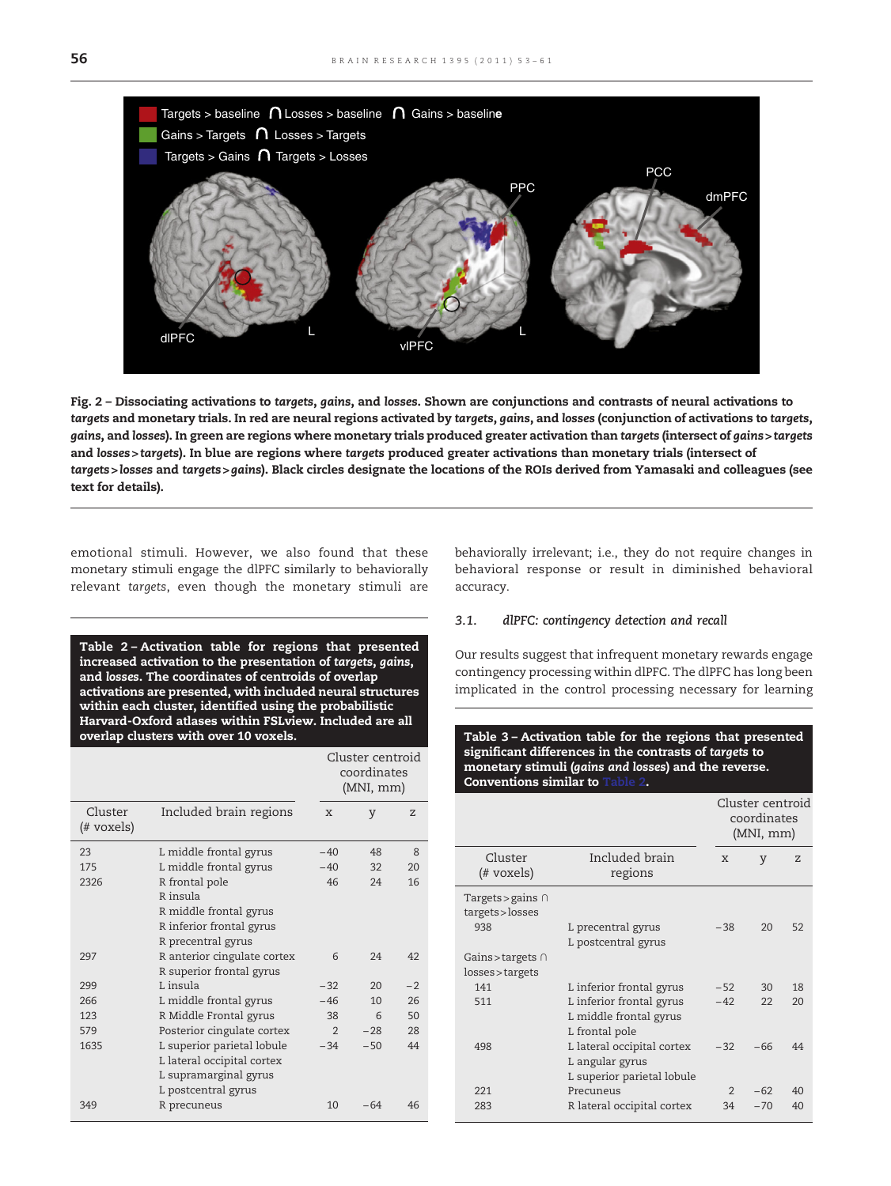**Fig. 2 – Dissociating activations to *targets*, *gains*, and *losses*. Shown are conjunctions and contrasts of neural activations to *targets* and monetary trials. In red are neural regions activated by *targets*, *gains*, and *losses* (conjunction of activations to *targets*, *gains*, and *losses*). In green are regions where monetary trials produced greater activation than *targets* (intersect of *gains* > *targets* and *losses* > *targets*). In blue are regions where *targets* produced greater activations than monetary trials (intersect of *targets* > *losses* and *targets* > *gains*). Black circles designate the locations of the ROIs derived from Yamasaki and colleagues (see text for details).**

emotional stimuli. However, we also found that these monetary stimuli engage the dlPFC similarly to behaviorally relevant *targets*, even though the monetary stimuli are behaviorally irrelevant; i.e., they do not require changes in behavioral response or result in diminished behavioral accuracy.

**Table 2 – Activation table for regions that presented increased activation to the presentation of *targets*, *gains*, and *losses*. The coordinates of centroids of overlap activations are presented, with included neural structures within each cluster, identified using the probabilistic Harvard-Oxford atlases within FSLview. Included are all overlap clusters with over 10 voxels.**

| Cluster (# voxels) | Included brain regions | Cluster centroid coordinates (MNI, mm) x | y | z |
|---|---|---|---|---|
| 23 | L middle frontal gyrus | −40 | 48 | 8 |
| 175 | L middle frontal gyrus | −40 | 32 | 20 |
| 2326 | R frontal pole<br>R insula<br>R middle frontal gyrus<br>R inferior frontal gyrus<br>R precentral gyrus | 46 | 24 | 16 |
| 297 | R anterior cingulate cortex<br>R superior frontal gyrus | 6 | 24 | 42 |
| 299 | L insula | −32 | 20 | −2 |
| 266 | L middle frontal gyrus | −46 | 10 | 26 |
| 123 | R Middle Frontal gyrus | 38 | 6 | 50 |
| 579 | Posterior cingulate cortex | 2 | −28 | 28 |
| 1635 | L superior parietal lobule<br>L lateral occipital cortex<br>L supramarginal gyrus<br>L postcentral gyrus | −34 | −50 | 44 |
| 349 | R precuneus | 10 | −64 | 46 |

### 3.1. dlPFC: contingency detection and recall

Our results suggest that infrequent monetary rewards engage contingency processing within dlPFC. The dlPFC has long been implicated in the control processing necessary for learning

**Table 3 – Activation table for the regions that presented significant differences in the contrasts of *targets* to monetary stimuli (*gains and losses*) and the reverse. Conventions similar to Table 2.**

| Cluster (# voxels) | Included brain regions | Cluster centroid coordinates (MNI, mm) x | y | z |
|---|---|---|---|---|
| Targets > gains ∩ targets > losses | | | | |
| 938 | L precentral gyrus<br>L postcentral gyrus | −38 | 20 | 52 |
| Gains > targets ∩ losses > targets | | | | |
| 141 | L inferior frontal gyrus | −52 | 30 | 18 |
| 511 | L inferior frontal gyrus<br>L middle frontal gyrus<br>L frontal pole | −42 | 22 | 20 |
| 498 | L lateral occipital cortex<br>L angular gyrus<br>L superior parietal lobule | −32 | −66 | 44 |
| 221 | Precuneus | 2 | −62 | 40 |
| 283 | R lateral occipital cortex | 34 | −70 | 40 |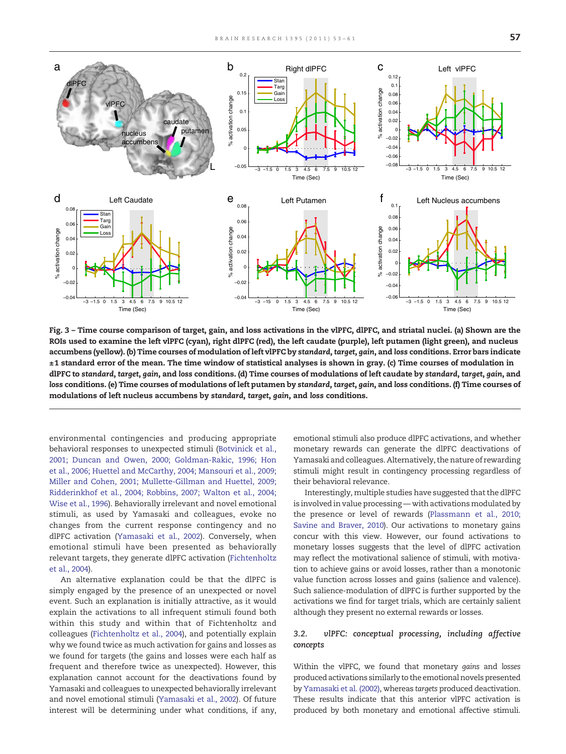**Fig. 3 – Time course comparison of target, gain, and loss activations in the vlPFC, dlPFC, and striatal nuclei. (a) Shown are the ROIs used to examine the left vlPFC (cyan), right dlPFC (red), the left caudate (purple), left putamen (light green), and nucleus accumbens (yellow). (b) Time courses of modulation of left vlPFC by *standard*, *target*, *gain*, and *loss* conditions. Error bars indicate ±1 standard error of the mean. The time window of statistical analyses is shown in gray. (c) Time courses of modulation in dlPFC to *standard*, *target*, *gain*, and *loss* conditions. (d) Time courses of modulations of left caudate by *standard*, *target*, *gain*, and *loss* conditions. (e) Time courses of modulations of left putamen by *standard*, *target*, *gain*, and *loss* conditions. (f) Time courses of modulations of left nucleus accumbens by *standard*, *target*, *gain*, and *loss* conditions.**

environmental contingencies and producing appropriate behavioral responses to unexpected stimuli (Botvinick et al., 2001; Duncan and Owen, 2000; Goldman-Rakic, 1996; Hon et al., 2006; Huettel and McCarthy, 2004; Mansouri et al., 2009; Miller and Cohen, 2001; Mullette-Gillman and Huettel, 2009; Ridderinkhof et al., 2004; Robbins, 2007; Walton et al., 2004; Wise et al., 1996). Behaviorally irrelevant and novel emotional stimuli, as used by Yamasaki and colleagues, evoke no changes from the current response contingency and no dlPFC activation (Yamasaki et al., 2002). Conversely, when emotional stimuli have been presented as behaviorally relevant targets, they generate dlPFC activation (Fichtenholtz et al., 2004).

An alternative explanation could be that the dlPFC is simply engaged by the presence of an unexpected or novel event. Such an explanation is initially attractive, as it would explain the activations to all infrequent stimuli found both within this study and within that of Fichtenholtz and colleagues (Fichtenholtz et al., 2004), and potentially explain why we found twice as much activation for gains and losses as we found for targets (the gains and losses were each half as frequent and therefore twice as unexpected). However, this explanation cannot account for the deactivations found by Yamasaki and colleagues to unexpected behaviorally irrelevant and novel emotional stimuli (Yamasaki et al., 2002). Of future interest will be determining under what conditions, if any, emotional stimuli also produce dlPFC activations, and whether monetary rewards can generate the dlPFC deactivations of Yamasaki and colleagues. Alternatively, the nature of rewarding stimuli might result in contingency processing regardless of their behavioral relevance.

Interestingly, multiple studies have suggested that the dlPFC is involved in value processing — with activations modulated by the presence or level of rewards (Plassmann et al., 2010; Savine and Braver, 2010). Our activations to monetary gains concur with this view. However, our found activations to monetary losses suggests that the level of dlPFC activation may reflect the motivational salience of stimuli, with motivation to achieve gains or avoid losses, rather than a monotonic value function across losses and gains (salience and valence). Such salience-modulation of dlPFC is further supported by the activations we find for target trials, which are certainly salient although they present no external rewards or losses.

### 3.2. *vlPFC: conceptual processing, including affective concepts*

Within the vlPFC, we found that monetary *gains* and *losses* produced activations similarly to the emotional novels presented by Yamasaki et al. (2002), whereas *targets* produced deactivation. These results indicate that this anterior vlPFC activation is produced by both monetary and emotional affective stimuli.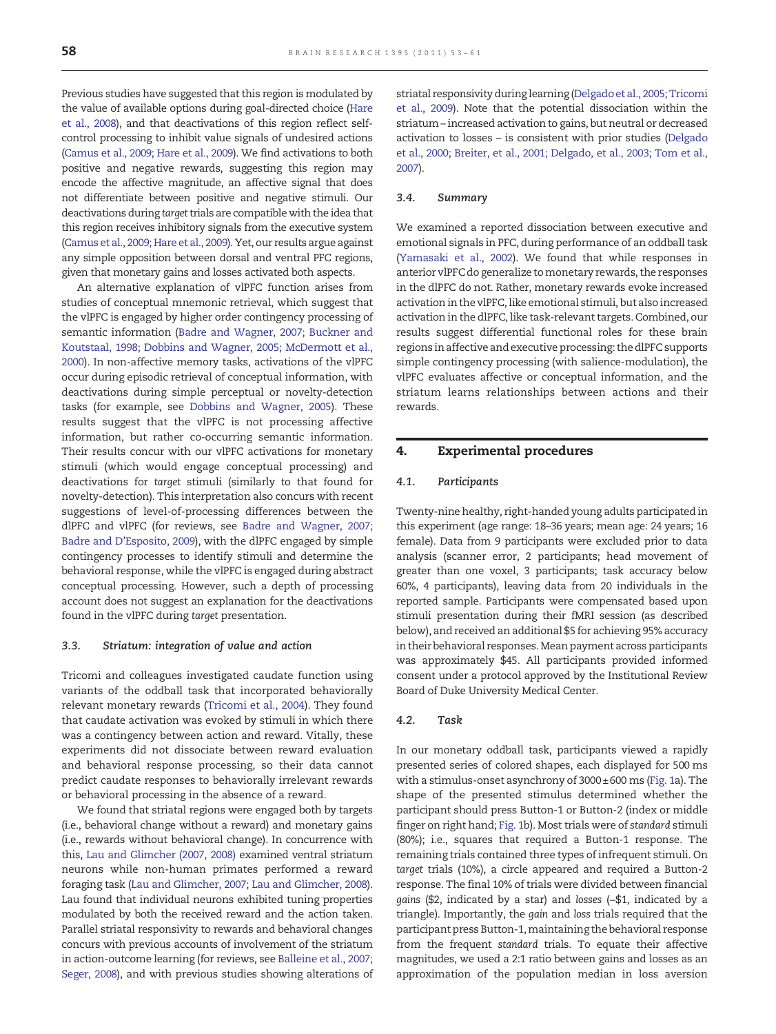Previous studies have suggested that this region is modulated by the value of available options during goal-directed choice (Hare et al., 2008), and that deactivations of this region reflect self-control processing to inhibit value signals of undesired actions (Camus et al., 2009; Hare et al., 2009). We find activations to both positive and negative rewards, suggesting this region may encode the affective magnitude, an affective signal that does not differentiate between positive and negative stimuli. Our deactivations during *target* trials are compatible with the idea that this region receives inhibitory signals from the executive system (Camus et al., 2009; Hare et al., 2009). Yet, our results argue against any simple opposition between dorsal and ventral PFC regions, given that monetary gains and losses activated both aspects.

An alternative explanation of vlPFC function arises from studies of conceptual mnemonic retrieval, which suggest that the vlPFC is engaged by higher order contingency processing of semantic information (Badre and Wagner, 2007; Buckner and Koutstaal, 1998; Dobbins and Wagner, 2005; McDermott et al., 2000). In non-affective memory tasks, activations of the vlPFC occur during episodic retrieval of conceptual information, with deactivations during simple perceptual or novelty-detection tasks (for example, see Dobbins and Wagner, 2005). These results suggest that the vlPFC is not processing affective information, but rather co-occurring semantic information. Their results concur with our vlPFC activations for monetary stimuli (which would engage conceptual processing) and deactivations for *target* stimuli (similarly to that found for novelty-detection). This interpretation also concurs with recent suggestions of level-of-processing differences between the dlPFC and vlPFC (for reviews, see Badre and Wagner, 2007; Badre and D'Esposito, 2009), with the dlPFC engaged by simple contingency processes to identify stimuli and determine the behavioral response, while the vlPFC is engaged during abstract conceptual processing. However, such a depth of processing account does not suggest an explanation for the deactivations found in the vlPFC during *target* presentation.

### 3.3. Striatum: integration of value and action

Tricomi and colleagues investigated caudate function using variants of the oddball task that incorporated behaviorally relevant monetary rewards (Tricomi et al., 2004). They found that caudate activation was evoked by stimuli in which there was a contingency between action and reward. Vitally, these experiments did not dissociate between reward evaluation and behavioral response processing, so their data cannot predict caudate responses to behaviorally irrelevant rewards or behavioral processing in the absence of a reward.

We found that striatal regions were engaged both by targets (i.e., behavioral change without a reward) and monetary gains (i.e., rewards without behavioral change). In concurrence with this, Lau and Glimcher (2007, 2008) examined ventral striatum neurons while non-human primates performed a reward foraging task (Lau and Glimcher, 2007; Lau and Glimcher, 2008). Lau found that individual neurons exhibited tuning properties modulated by both the received reward and the action taken. Parallel striatal responsivity to rewards and behavioral changes concurs with previous accounts of involvement of the striatum in action-outcome learning (for reviews, see Balleine et al., 2007; Seger, 2008), and with previous studies showing alterations of striatal responsivity during learning (Delgado et al., 2005; Tricomi et al., 2009). Note that the potential dissociation within the striatum – increased activation to gains, but neutral or decreased activation to losses – is consistent with prior studies (Delgado et al., 2000; Breiter, et al., 2001; Delgado, et al., 2003; Tom et al., 2007).

### 3.4. Summary

We examined a reported dissociation between executive and emotional signals in PFC, during performance of an oddball task (Yamasaki et al., 2002). We found that while responses in anterior vlPFC do generalize to monetary rewards, the responses in the dlPFC do not. Rather, monetary rewards evoke increased activation in the vlPFC, like emotional stimuli, but also increased activation in the dlPFC, like task-relevant targets. Combined, our results suggest differential functional roles for these brain regions in affective and executive processing: the dlPFC supports simple contingency processing (with salience-modulation), the vlPFC evaluates affective or conceptual information, and the striatum learns relationships between actions and their rewards.

## 4. Experimental procedures

### 4.1. Participants

Twenty-nine healthy, right-handed young adults participated in this experiment (age range: 18–36 years; mean age: 24 years; 16 female). Data from 9 participants were excluded prior to data analysis (scanner error, 2 participants; head movement of greater than one voxel, 3 participants; task accuracy below 60%, 4 participants), leaving data from 20 individuals in the reported sample. Participants were compensated based upon stimuli presentation during their fMRI session (as described below), and received an additional $5 for achieving 95% accuracy in their behavioral responses. Mean payment across participants was approximately $45. All participants provided informed consent under a protocol approved by the Institutional Review Board of Duke University Medical Center.

### 4.2. Task

In our monetary oddball task, participants viewed a rapidly presented series of colored shapes, each displayed for 500 ms with a stimulus-onset asynchrony of 3000 ± 600 ms (Fig. 1a). The shape of the presented stimulus determined whether the participant should press Button-1 or Button-2 (index or middle finger on right hand; Fig. 1b). Most trials were of *standard* stimuli (80%); i.e., squares that required a Button-1 response. The remaining trials contained three types of infrequent stimuli. On *target* trials (10%), a circle appeared and required a Button-2 response. The final 10% of trials were divided between financial *gains* ($2, indicated by a star) and *losses* (–$1, indicated by a triangle). Importantly, the *gain* and *loss* trials required that the participant press Button-1, maintaining the behavioral response from the frequent *standard* trials. To equate their affective magnitudes, we used a 2:1 ratio between gains and losses as an approximation of the population median in loss aversion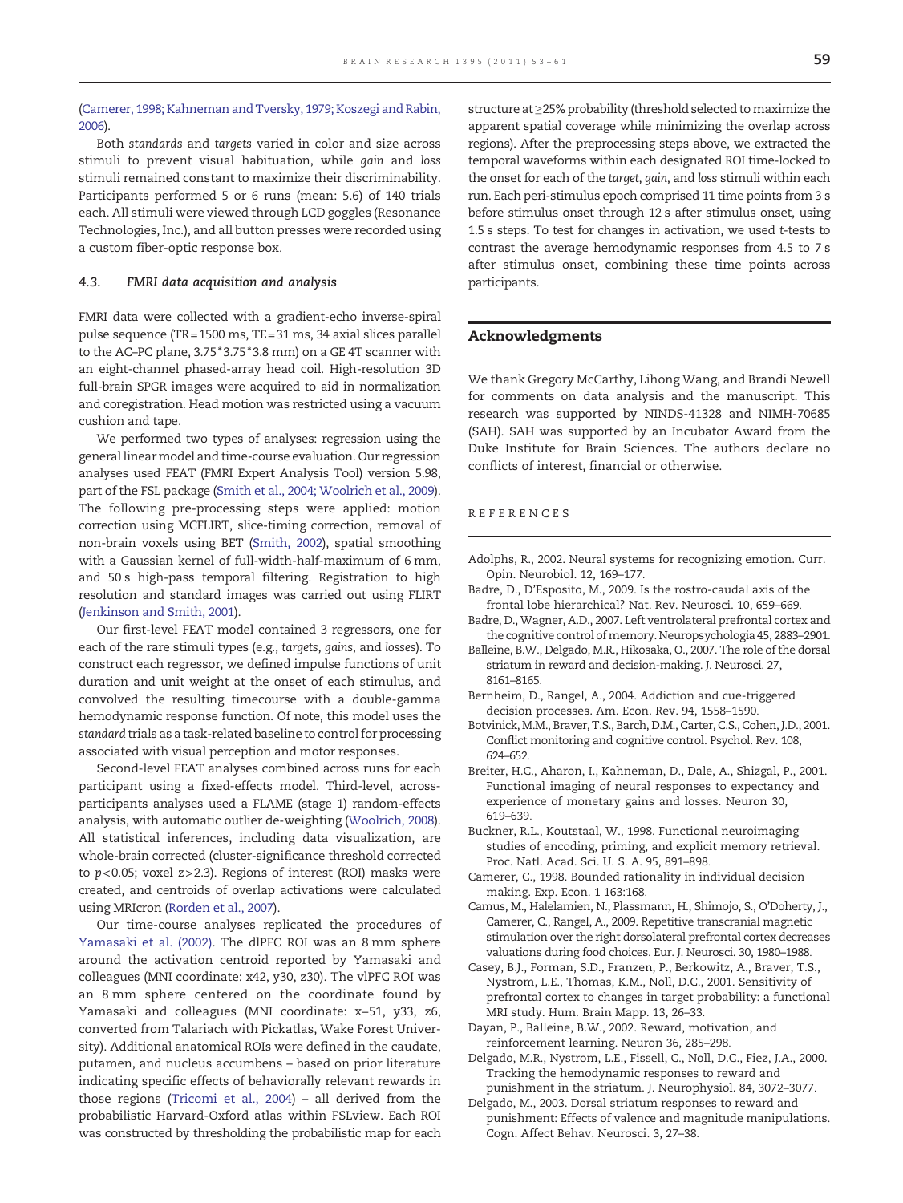(Camerer, 1998; Kahneman and Tversky, 1979; Koszegi and Rabin, 2006).

Both *standards* and *targets* varied in color and size across stimuli to prevent visual habituation, while *gain* and *loss* stimuli remained constant to maximize their discriminability. Participants performed 5 or 6 runs (mean: 5.6) of 140 trials each. All stimuli were viewed through LCD goggles (Resonance Technologies, Inc.), and all button presses were recorded using a custom fiber-optic response box.

### 4.3. FMRI data acquisition and analysis

FMRI data were collected with a gradient-echo inverse-spiral pulse sequence (TR = 1500 ms, TE = 31 ms, 34 axial slices parallel to the AC–PC plane, 3.75*3.75*3.8 mm) on a GE 4T scanner with an eight-channel phased-array head coil. High-resolution 3D full-brain SPGR images were acquired to aid in normalization and coregistration. Head motion was restricted using a vacuum cushion and tape.

We performed two types of analyses: regression using the general linear model and time-course evaluation. Our regression analyses used FEAT (FMRI Expert Analysis Tool) version 5.98, part of the FSL package (Smith et al., 2004; Woolrich et al., 2009). The following pre-processing steps were applied: motion correction using MCFLIRT, slice-timing correction, removal of non-brain voxels using BET (Smith, 2002), spatial smoothing with a Gaussian kernel of full-width-half-maximum of 6 mm, and 50 s high-pass temporal filtering. Registration to high resolution and standard images was carried out using FLIRT (Jenkinson and Smith, 2001).

Our first-level FEAT model contained 3 regressors, one for each of the rare stimuli types (e.g., *targets*, *gains*, and *losses*). To construct each regressor, we defined impulse functions of unit duration and unit weight at the onset of each stimulus, and convolved the resulting timecourse with a double-gamma hemodynamic response function. Of note, this model uses the *standard* trials as a task-related baseline to control for processing associated with visual perception and motor responses.

Second-level FEAT analyses combined across runs for each participant using a fixed-effects model. Third-level, across-participants analyses used a FLAME (stage 1) random-effects analysis, with automatic outlier de-weighting (Woolrich, 2008). All statistical inferences, including data visualization, are whole-brain corrected (cluster-significance threshold corrected to $p < 0.05$; voxel $z > 2.3$). Regions of interest (ROI) masks were created, and centroids of overlap activations were calculated using MRIcron (Rorden et al., 2007).

Our time-course analyses replicated the procedures of Yamasaki et al. (2002). The dlPFC ROI was an 8 mm sphere around the activation centroid reported by Yamasaki and colleagues (MNI coordinate: x42, y30, z30). The vlPFC ROI was an 8 mm sphere centered on the coordinate found by Yamasaki and colleagues (MNI coordinate: x–51, y33, z6, converted from Talariach with Pickatlas, Wake Forest University). Additional anatomical ROIs were defined in the caudate, putamen, and nucleus accumbens – based on prior literature indicating specific effects of behaviorally relevant rewards in those regions (Tricomi et al., 2004) – all derived from the probabilistic Harvard-Oxford atlas within FSLview. Each ROI was constructed by thresholding the probabilistic map for each structure at ≥25% probability (threshold selected to maximize the apparent spatial coverage while minimizing the overlap across regions). After the preprocessing steps above, we extracted the temporal waveforms within each designated ROI time-locked to the onset for each of the *target*, *gain*, and *loss* stimuli within each run. Each peri-stimulus epoch comprised 11 time points from 3 s before stimulus onset through 12 s after stimulus onset, using 1.5 s steps. To test for changes in activation, we used *t*-tests to contrast the average hemodynamic responses from 4.5 to 7 s after stimulus onset, combining these time points across participants.

## Acknowledgments

We thank Gregory McCarthy, Lihong Wang, and Brandi Newell for comments on data analysis and the manuscript. This research was supported by NINDS-41328 and NIMH-70685 (SAH). SAH was supported by an Incubator Award from the Duke Institute for Brain Sciences. The authors declare no conflicts of interest, financial or otherwise.

## REFERENCES

Adolphs, R., 2002. Neural systems for recognizing emotion. Curr. Opin. Neurobiol. 12, 169–177.

Badre, D., D'Esposito, M., 2009. Is the rostro-caudal axis of the frontal lobe hierarchical? Nat. Rev. Neurosci. 10, 659–669.

Badre, D., Wagner, A.D., 2007. Left ventrolateral prefrontal cortex and the cognitive control of memory. Neuropsychologia 45, 2883–2901.

Balleine, B.W., Delgado, M.R., Hikosaka, O., 2007. The role of the dorsal striatum in reward and decision-making. J. Neurosci. 27, 8161–8165.

Bernheim, D., Rangel, A., 2004. Addiction and cue-triggered decision processes. Am. Econ. Rev. 94, 1558–1590.

Botvinick, M.M., Braver, T.S., Barch, D.M., Carter, C.S., Cohen, J.D., 2001. Conflict monitoring and cognitive control. Psychol. Rev. 108, 624–652.

Breiter, H.C., Aharon, I., Kahneman, D., Dale, A., Shizgal, P., 2001. Functional imaging of neural responses to expectancy and experience of monetary gains and losses. Neuron 30, 619–639.

Buckner, R.L., Koutstaal, W., 1998. Functional neuroimaging studies of encoding, priming, and explicit memory retrieval. Proc. Natl. Acad. Sci. U. S. A. 95, 891–898.

Camerer, C., 1998. Bounded rationality in individual decision making. Exp. Econ. 1 163:168.

Camus, M., Halelamien, N., Plassmann, H., Shimojo, S., O'Doherty, J., Camerer, C., Rangel, A., 2009. Repetitive transcranial magnetic stimulation over the right dorsolateral prefrontal cortex decreases valuations during food choices. Eur. J. Neurosci. 30, 1980–1988.

Casey, B.J., Forman, S.D., Franzen, P., Berkowitz, A., Braver, T.S., Nystrom, L.E., Thomas, K.M., Noll, D.C., 2001. Sensitivity of prefrontal cortex to changes in target probability: a functional MRI study. Hum. Brain Mapp. 13, 26–33.

Dayan, P., Balleine, B.W., 2002. Reward, motivation, and reinforcement learning. Neuron 36, 285–298.

Delgado, M.R., Nystrom, L.E., Fissell, C., Noll, D.C., Fiez, J.A., 2000. Tracking the hemodynamic responses to reward and punishment in the striatum. J. Neurophysiol. 84, 3072–3077.

Delgado, M., 2003. Dorsal striatum responses to reward and punishment: Effects of valence and magnitude manipulations. Cogn. Affect Behav. Neurosci. 3, 27–38.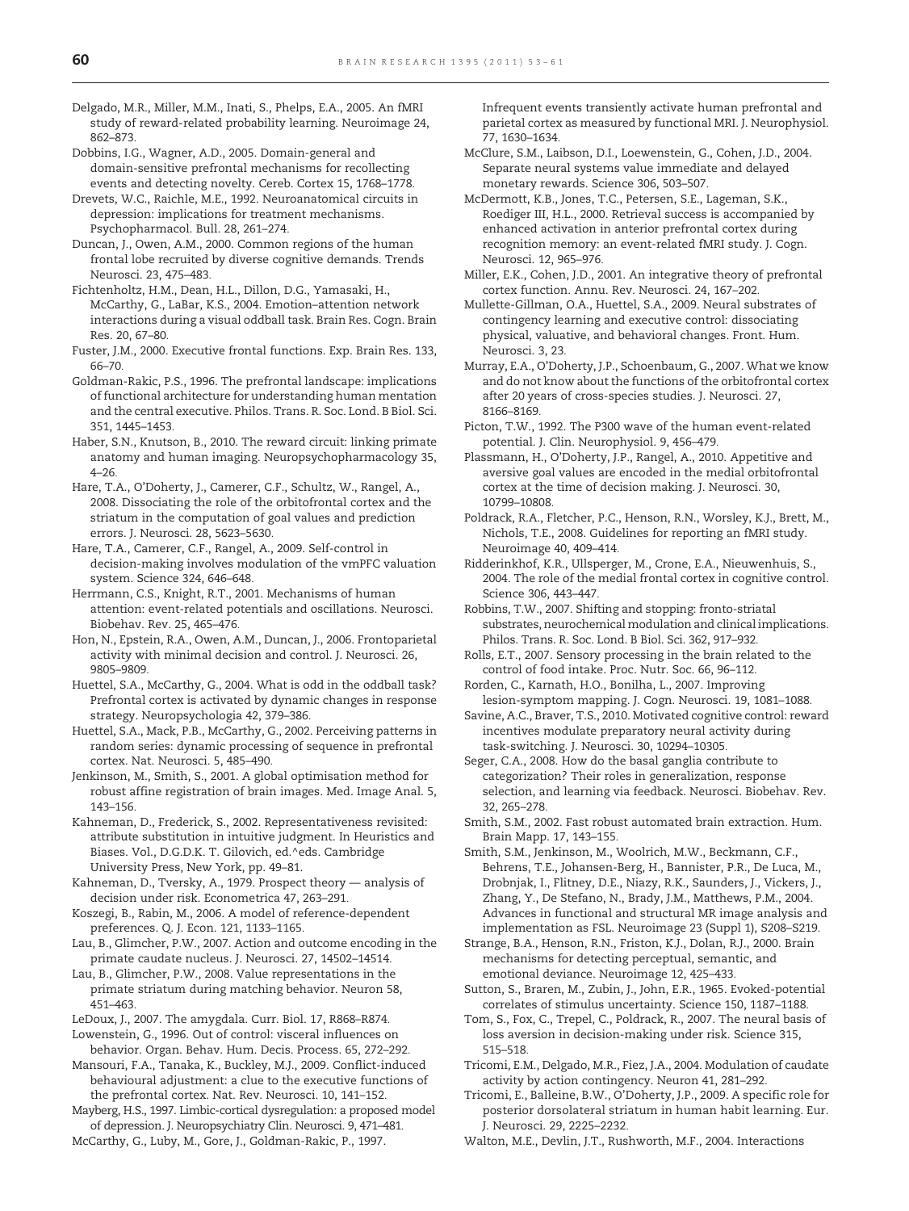Delgado, M.R., Miller, M.M., Inati, S., Phelps, E.A., 2005. An fMRI study of reward-related probability learning. Neuroimage 24, 862–873.

Dobbins, I.G., Wagner, A.D., 2005. Domain-general and domain-sensitive prefrontal mechanisms for recollecting events and detecting novelty. Cereb. Cortex 15, 1768–1778.

Drevets, W.C., Raichle, M.E., 1992. Neuroanatomical circuits in depression: implications for treatment mechanisms. Psychopharmacol. Bull. 28, 261–274.

Duncan, J., Owen, A.M., 2000. Common regions of the human frontal lobe recruited by diverse cognitive demands. Trends Neurosci. 23, 475–483.

Fichtenholtz, H.M., Dean, H.L., Dillon, D.G., Yamasaki, H., McCarthy, G., LaBar, K.S., 2004. Emotion–attention network interactions during a visual oddball task. Brain Res. Cogn. Brain Res. 20, 67–80.

Fuster, J.M., 2000. Executive frontal functions. Exp. Brain Res. 133, 66–70.

Goldman-Rakic, P.S., 1996. The prefrontal landscape: implications of functional architecture for understanding human mentation and the central executive. Philos. Trans. R. Soc. Lond. B Biol. Sci. 351, 1445–1453.

Haber, S.N., Knutson, B., 2010. The reward circuit: linking primate anatomy and human imaging. Neuropsychopharmacology 35, 4–26.

Hare, T.A., O'Doherty, J., Camerer, C.F., Schultz, W., Rangel, A., 2008. Dissociating the role of the orbitofrontal cortex and the striatum in the computation of goal values and prediction errors. J. Neurosci. 28, 5623–5630.

Hare, T.A., Camerer, C.F., Rangel, A., 2009. Self-control in decision-making involves modulation of the vmPFC valuation system. Science 324, 646–648.

Herrmann, C.S., Knight, R.T., 2001. Mechanisms of human attention: event-related potentials and oscillations. Neurosci. Biobehav. Rev. 25, 465–476.

Hon, N., Epstein, R.A., Owen, A.M., Duncan, J., 2006. Frontoparietal activity with minimal decision and control. J. Neurosci. 26, 9805–9809.

Huettel, S.A., McCarthy, G., 2004. What is odd in the oddball task? Prefrontal cortex is activated by dynamic changes in response strategy. Neuropsychologia 42, 379–386.

Huettel, S.A., Mack, P.B., McCarthy, G., 2002. Perceiving patterns in random series: dynamic processing of sequence in prefrontal cortex. Nat. Neurosci. 5, 485–490.

Jenkinson, M., Smith, S., 2001. A global optimisation method for robust affine registration of brain images. Med. Image Anal. 5, 143–156.

Kahneman, D., Frederick, S., 2002. Representativeness revisited: attribute substitution in intuitive judgment. In Heuristics and Biases. Vol., D.G.D.K. T. Gilovich, ed.^eds. Cambridge University Press, New York, pp. 49–81.

Kahneman, D., Tversky, A., 1979. Prospect theory — analysis of decision under risk. Econometrica 47, 263–291.

Koszegi, B., Rabin, M., 2006. A model of reference-dependent preferences. Q. J. Econ. 121, 1133–1165.

Lau, B., Glimcher, P.W., 2007. Action and outcome encoding in the primate caudate nucleus. J. Neurosci. 27, 14502–14514.

Lau, B., Glimcher, P.W., 2008. Value representations in the primate striatum during matching behavior. Neuron 58, 451–463.

LeDoux, J., 2007. The amygdala. Curr. Biol. 17, R868–R874.

Lowenstein, G., 1996. Out of control: visceral influences on behavior. Organ. Behav. Hum. Decis. Process. 65, 272–292.

Mansouri, F.A., Tanaka, K., Buckley, M.J., 2009. Conflict-induced behavioural adjustment: a clue to the executive functions of the prefrontal cortex. Nat. Rev. Neurosci. 10, 141–152.

Mayberg, H.S., 1997. Limbic-cortical dysregulation: a proposed model of depression. J. Neuropsychiatry Clin. Neurosci. 9, 471–481.

McCarthy, G., Luby, M., Gore, J., Goldman-Rakic, P., 1997. Infrequent events transiently activate human prefrontal and parietal cortex as measured by functional MRI. J. Neurophysiol. 77, 1630–1634.

McClure, S.M., Laibson, D.I., Loewenstein, G., Cohen, J.D., 2004. Separate neural systems value immediate and delayed monetary rewards. Science 306, 503–507.

McDermott, K.B., Jones, T.C., Petersen, S.E., Lageman, S.K., Roediger III, H.L., 2000. Retrieval success is accompanied by enhanced activation in anterior prefrontal cortex during recognition memory: an event-related fMRI study. J. Cogn. Neurosci. 12, 965–976.

Miller, E.K., Cohen, J.D., 2001. An integrative theory of prefrontal cortex function. Annu. Rev. Neurosci. 24, 167–202.

Mullette-Gillman, O.A., Huettel, S.A., 2009. Neural substrates of contingency learning and executive control: dissociating physical, valuative, and behavioral changes. Front. Hum. Neurosci. 3, 23.

Murray, E.A., O'Doherty, J.P., Schoenbaum, G., 2007. What we know and do not know about the functions of the orbitofrontal cortex after 20 years of cross-species studies. J. Neurosci. 27, 8166–8169.

Picton, T.W., 1992. The P300 wave of the human event-related potential. J. Clin. Neurophysiol. 9, 456–479.

Plassmann, H., O'Doherty, J.P., Rangel, A., 2010. Appetitive and aversive goal values are encoded in the medial orbitofrontal cortex at the time of decision making. J. Neurosci. 30, 10799–10808.

Poldrack, R.A., Fletcher, P.C., Henson, R.N., Worsley, K.J., Brett, M., Nichols, T.E., 2008. Guidelines for reporting an fMRI study. Neuroimage 40, 409–414.

Ridderinkhof, K.R., Ullsperger, M., Crone, E.A., Nieuwenhuis, S., 2004. The role of the medial frontal cortex in cognitive control. Science 306, 443–447.

Robbins, T.W., 2007. Shifting and stopping: fronto-striatal substrates, neurochemical modulation and clinical implications. Philos. Trans. R. Soc. Lond. B Biol. Sci. 362, 917–932.

Rolls, E.T., 2007. Sensory processing in the brain related to the control of food intake. Proc. Nutr. Soc. 66, 96–112.

Rorden, C., Karnath, H.O., Bonilha, L., 2007. Improving lesion-symptom mapping. J. Cogn. Neurosci. 19, 1081–1088.

Savine, A.C., Braver, T.S., 2010. Motivated cognitive control: reward incentives modulate preparatory neural activity during task-switching. J. Neurosci. 30, 10294–10305.

Seger, C.A., 2008. How do the basal ganglia contribute to categorization? Their roles in generalization, response selection, and learning via feedback. Neurosci. Biobehav. Rev. 32, 265–278.

Smith, S.M., 2002. Fast robust automated brain extraction. Hum. Brain Mapp. 17, 143–155.

Smith, S.M., Jenkinson, M., Woolrich, M.W., Beckmann, C.F., Behrens, T.E., Johansen-Berg, H., Bannister, P.R., De Luca, M., Drobnjak, I., Flitney, D.E., Niazy, R.K., Saunders, J., Vickers, J., Zhang, Y., De Stefano, N., Brady, J.M., Matthews, P.M., 2004. Advances in functional and structural MR image analysis and implementation as FSL. Neuroimage 23 (Suppl 1), S208–S219.

Strange, B.A., Henson, R.N., Friston, K.J., Dolan, R.J., 2000. Brain mechanisms for detecting perceptual, semantic, and emotional deviance. Neuroimage 12, 425–433.

Sutton, S., Braren, M., Zubin, J., John, E.R., 1965. Evoked-potential correlates of stimulus uncertainty. Science 150, 1187–1188.

Tom, S., Fox, C., Trepel, C., Poldrack, R., 2007. The neural basis of loss aversion in decision-making under risk. Science 315, 515–518.

Tricomi, E.M., Delgado, M.R., Fiez, J.A., 2004. Modulation of caudate activity by action contingency. Neuron 41, 281–292.

Tricomi, E., Balleine, B.W., O'Doherty, J.P., 2009. A specific role for posterior dorsolateral striatum in human habit learning. Eur. J. Neurosci. 29, 2225–2232.

Walton, M.E., Devlin, J.T., Rushworth, M.F., 2004. Interactions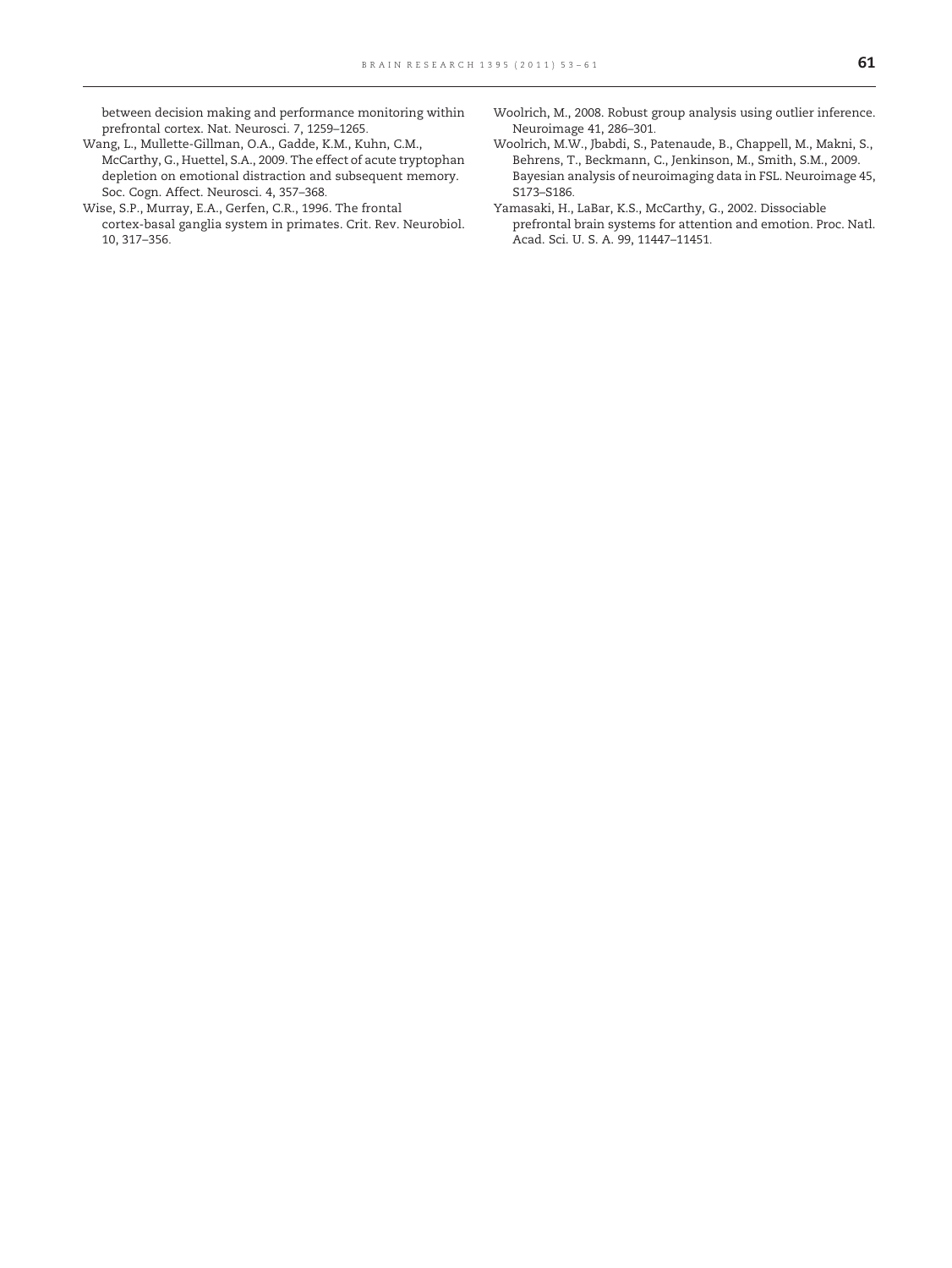between decision making and performance monitoring within prefrontal cortex. Nat. Neurosci. 7, 1259–1265.

Wang, L., Mullette-Gillman, O.A., Gadde, K.M., Kuhn, C.M., McCarthy, G., Huettel, S.A., 2009. The effect of acute tryptophan depletion on emotional distraction and subsequent memory. Soc. Cogn. Affect. Neurosci. 4, 357–368.

Wise, S.P., Murray, E.A., Gerfen, C.R., 1996. The frontal cortex-basal ganglia system in primates. Crit. Rev. Neurobiol. 10, 317–356.

Woolrich, M., 2008. Robust group analysis using outlier inference. Neuroimage 41, 286–301.

Woolrich, M.W., Jbabdi, S., Patenaude, B., Chappell, M., Makni, S., Behrens, T., Beckmann, C., Jenkinson, M., Smith, S.M., 2009. Bayesian analysis of neuroimaging data in FSL. Neuroimage 45, S173–S186.

Yamasaki, H., LaBar, K.S., McCarthy, G., 2002. Dissociable prefrontal brain systems for attention and emotion. Proc. Natl. Acad. Sci. U. S. A. 99, 11447–11451.